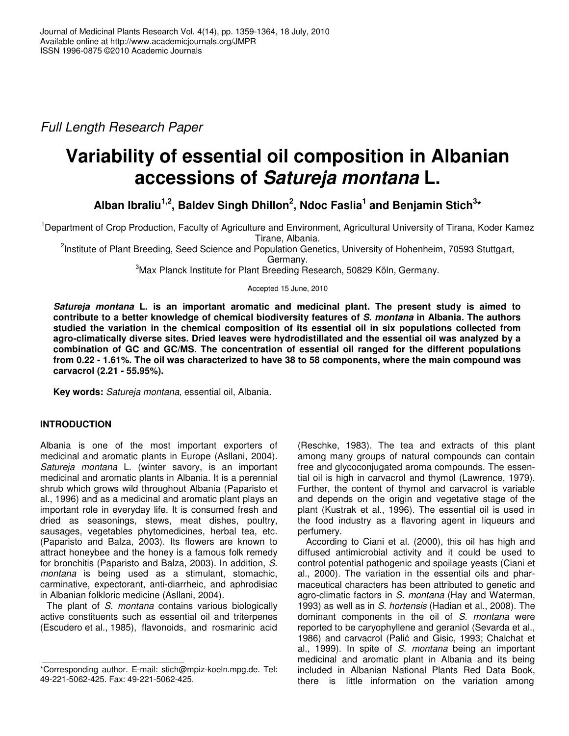*Full Length Research Paper*

# Variability of essential oil composition in Albanian accessions of *Satureja montana* L.

**Alban Ibraliu[1,2], Baldev Singh Dhillon[2], Ndoc Faslia[1] and Benjamin Stich[3]***

[1]Department of Crop Production, Faculty of Agriculture and Environment, Agricultural University of Tirana, Koder Kamez Tirane, Albania.

[2]Institute of Plant Breeding, Seed Science and Population Genetics, University of Hohenheim, 70593 Stuttgart, Germany.

[3]Max Planck Institute for Plant Breeding Research, 50829 Köln, Germany.

Accepted 15 June, 2010

***Satureja montana* L. is an important aromatic and medicinal plant. The present study is aimed to contribute to a better knowledge of chemical biodiversity features of *S. montana* in Albania. The authors studied the variation in the chemical composition of its essential oil in six populations collected from agro-climatically diverse sites. Dried leaves were hydrodistillated and the essential oil was analyzed by a combination of GC and GC/MS. The concentration of essential oil ranged for the different populations from 0.22 - 1.61%. The oil was characterized to have 38 to 58 components, where the main compound was carvacrol (2.21 - 55.95%).**

**Key words:** *Satureja montana*, essential oil, Albania.

## INTRODUCTION

Albania is one of the most important exporters of medicinal and aromatic plants in Europe (Asllani, 2004). *Satureja montana* L. (winter savory, is an important medicinal and aromatic plants in Albania. It is a perennial shrub which grows wild throughout Albania (Paparisto et al., 1996) and as a medicinal and aromatic plant plays an important role in everyday life. It is consumed fresh and dried as seasonings, stews, meat dishes, poultry, sausages, vegetables phytomedicines, herbal tea, etc. (Paparisto and Balza, 2003). Its flowers are known to attract honeybee and the honey is a famous folk remedy for bronchitis (Paparisto and Balza, 2003). In addition, *S. montana* is being used as a stimulant, stomachic, carminative, expectorant, anti-diarrheic, and aphrodisiac in Albanian folkloric medicine (Asllani, 2004).

The plant of *S. montana* contains various biologically active constituents such as essential oil and triterpenes (Escudero et al., 1985), flavonoids, and rosmarinic acid (Reschke, 1983). The tea and extracts of this plant among many groups of natural compounds can contain free and glycoconjugated aroma compounds. The essential oil is high in carvacrol and thymol (Lawrence, 1979). Further, the content of thymol and carvacrol is variable and depends on the origin and vegetative stage of the plant (Kustrak et al., 1996). The essential oil is used in the food industry as a flavoring agent in liqueurs and perfumery.

According to Ciani et al. (2000), this oil has high and diffused antimicrobial activity and it could be used to control potential pathogenic and spoilage yeasts (Ciani et al., 2000). The variation in the essential oils and pharmaceutical characters has been attributed to genetic and agro-climatic factors in *S. montana* (Hay and Waterman, 1993) as well as in *S. hortensis* (Hadian et al., 2008). The dominant components in the oil of *S. montana* were reported to be caryophyllene and geraniol (Sevarda et al., 1986) and carvacrol (Palić and Gisic, 1993; Chalchat et al., 1999). In spite of *S. montana* being an important medicinal and aromatic plant in Albania and its being included in Albanian National Plants Red Data Book, there is little information on the variation among

*Corresponding author. E-mail: stich@mpiz-koeln.mpg.de. Tel: 49-221-5062-425. Fax: 49-221-5062-425.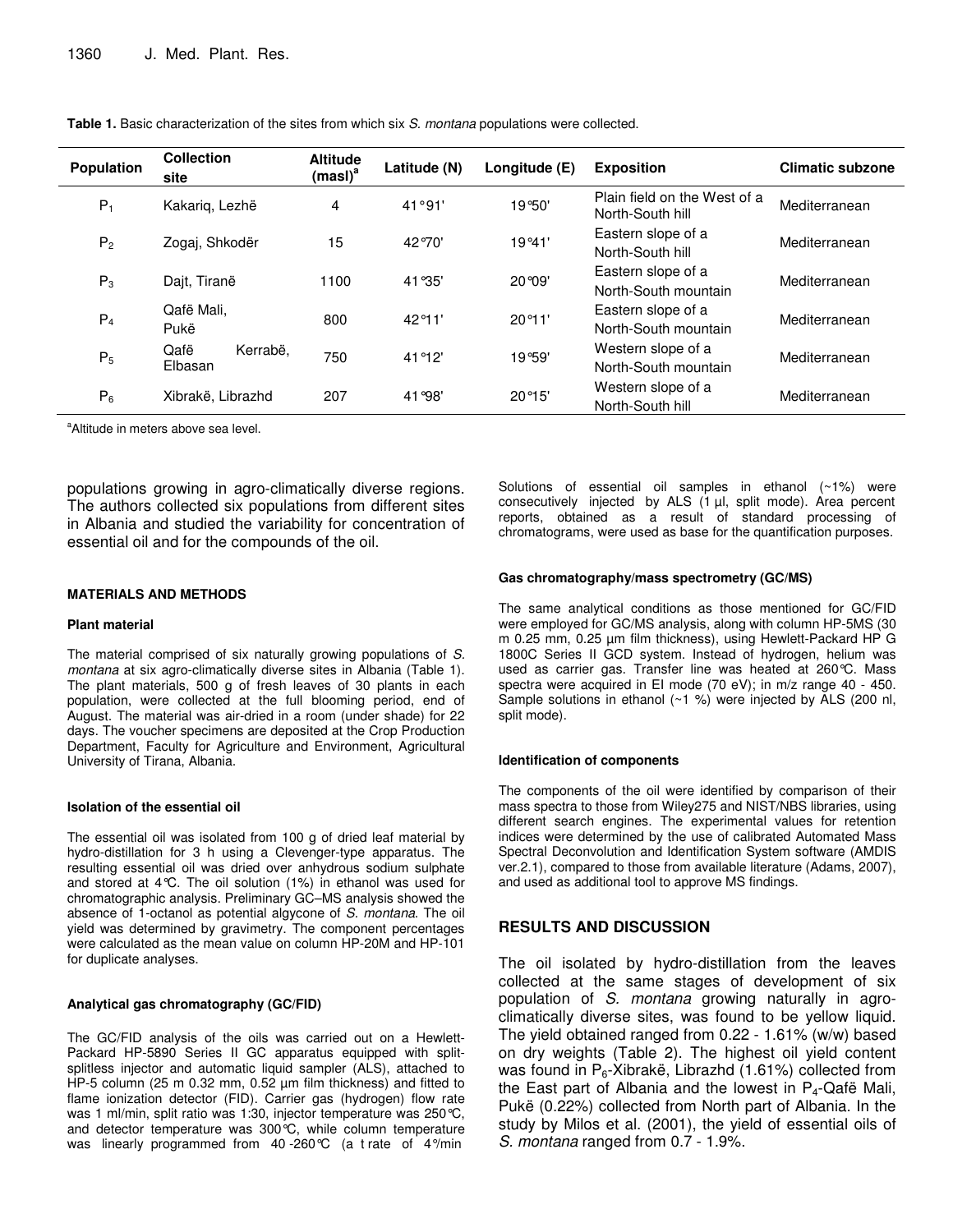**Table 1.** Basic characterization of the sites from which six *S. montana* populations were collected.

| Population | Collection site | Altitude (masl)[a] | Latitude (N) | Longitude (E) | Exposition | Climatic subzone |
|---|---|---|---|---|---|---|
| $P_1$ | Kakariq, Lezhë | 4 | 41°91' | 19°50' | Plain field on the West of a North-South hill | Mediterranean |
| $P_2$ | Zogaj, Shkodër | 15 | 42°70' | 19°41' | Eastern slope of a North-South hill | Mediterranean |
| $P_3$ | Dajt, Tiranë | 1100 | 41°35' | 20°09' | Eastern slope of a North-South mountain | Mediterranean |
| $P_4$ | Qafë Mali, Pukë | 800 | 42°11' | 20°11' | Eastern slope of a North-South mountain | Mediterranean |
| $P_5$ | Qafë Kerrabë, Elbasan | 750 | 41°12' | 19°59' | Western slope of a North-South mountain | Mediterranean |
| $P_6$ | Xibrakë, Librazhd | 207 | 41°98' | 20°15' | Western slope of a North-South hill | Mediterranean |

[a]Altitude in meters above sea level.

populations growing in agro-climatically diverse regions. The authors collected six populations from different sites in Albania and studied the variability for concentration of essential oil and for the compounds of the oil.

## MATERIALS AND METHODS

### Plant material

The material comprised of six naturally growing populations of *S. montana* at six agro-climatically diverse sites in Albania (Table 1). The plant materials, 500 g of fresh leaves of 30 plants in each population, were collected at the full blooming period, end of August. The material was air-dried in a room (under shade) for 22 days. The voucher specimens are deposited at the Crop Production Department, Faculty for Agriculture and Environment, Agricultural University of Tirana, Albania.

### Isolation of the essential oil

The essential oil was isolated from 100 g of dried leaf material by hydro-distillation for 3 h using a Clevenger-type apparatus. The resulting essential oil was dried over anhydrous sodium sulphate and stored at 4°C. The oil solution (1%) in ethanol was used for chromatographic analysis. Preliminary GC–MS analysis showed the absence of 1-octanol as potential algycone of *S. montana*. The oil yield was determined by gravimetry. The component percentages were calculated as the mean value on column HP-20M and HP-101 for duplicate analyses.

### Analytical gas chromatography (GC/FID)

The GC/FID analysis of the oils was carried out on a Hewlett-Packard HP-5890 Series II GC apparatus equipped with split-splitless injector and automatic liquid sampler (ALS), attached to HP-5 column (25 m 0.32 mm, 0.52 µm film thickness) and fitted to flame ionization detector (FID). Carrier gas (hydrogen) flow rate was 1 ml/min, split ratio was 1:30, injector temperature was 250°C, and detector temperature was 300°C, while column temperature was linearly programmed from 40 -260°C (a t rate of 4°/min

Solutions of essential oil samples in ethanol (~1%) were consecutively injected by ALS (1 µl, split mode). Area percent reports, obtained as a result of standard processing of chromatograms, were used as base for the quantification purposes.

### Gas chromatography/mass spectrometry (GC/MS)

The same analytical conditions as those mentioned for GC/FID were employed for GC/MS analysis, along with column HP-5MS (30 m 0.25 mm, 0.25 µm film thickness), using Hewlett-Packard HP G 1800C Series II GCD system. Instead of hydrogen, helium was used as carrier gas. Transfer line was heated at 260°C. Mass spectra were acquired in EI mode (70 eV); in m/z range 40 - 450. Sample solutions in ethanol (~1 %) were injected by ALS (200 nl, split mode).

### Identification of components

The components of the oil were identified by comparison of their mass spectra to those from Wiley275 and NIST/NBS libraries, using different search engines. The experimental values for retention indices were determined by the use of calibrated Automated Mass Spectral Deconvolution and Identification System software (AMDIS ver.2.1), compared to those from available literature (Adams, 2007), and used as additional tool to approve MS findings.

## RESULTS AND DISCUSSION

The oil isolated by hydro-distillation from the leaves collected at the same stages of development of six population of *S. montana* growing naturally in agro-climatically diverse sites, was found to be yellow liquid. The yield obtained ranged from 0.22 - 1.61% (w/w) based on dry weights (Table 2). The highest oil yield content was found in $P_6$-Xibrakë, Librazhd (1.61%) collected from the East part of Albania and the lowest in $P_4$-Qafë Mali, Pukë (0.22%) collected from North part of Albania. In the study by Milos et al. (2001), the yield of essential oils of *S. montana* ranged from 0.7 - 1.9%.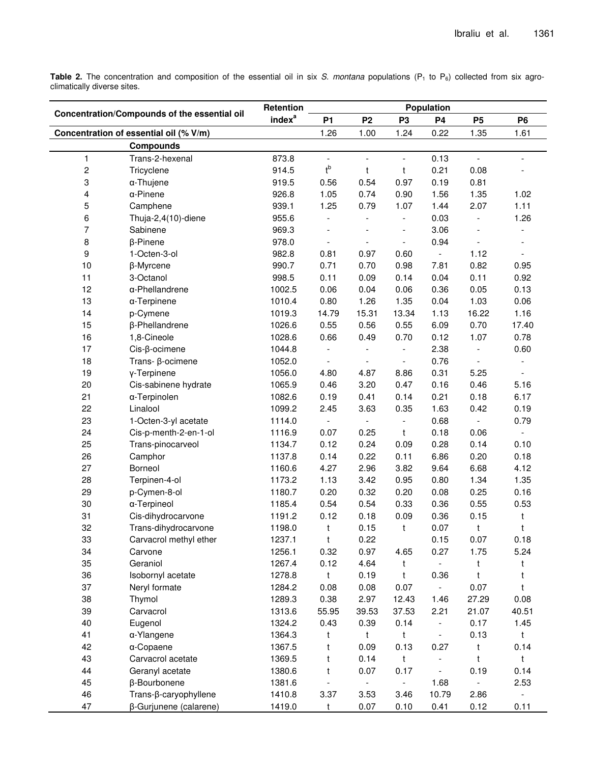**Table 2.** The concentration and composition of the essential oil in six *S. montana* populations ($P_1$ to $P_6$) collected from six agro-climatically diverse sites.

| Concentration/Compounds of the essential oil | | Retention index[a] | Population | | | | | |
|---|---|---|---|---|---|---|---|---|
| | | | P1 | P2 | P3 | P4 | P5 | P6 |
| **Concentration of essential oil (% V/m)** | | | 1.26 | 1.00 | 1.24 | 0.22 | 1.35 | 1.61 |
| | **Compounds** | | | | | | | |
| 1 | Trans-2-hexenal | 873.8 | - | - | - | 0.13 | - | - |
| 2 | Tricyclene | 914.5 | t[b] | t | t | 0.21 | 0.08 | - |
| 3 | α-Thujene | 919.5 | 0.56 | 0.54 | 0.97 | 0.19 | 0.81 | |
| 4 | α-Pinene | 926.8 | 1.05 | 0.74 | 0.90 | 1.56 | 1.35 | 1.02 |
| 5 | Camphene | 939.1 | 1.25 | 0.79 | 1.07 | 1.44 | 2.07 | 1.11 |
| 6 | Thuja-2,4(10)-diene | 955.6 | - | - | - | 0.03 | - | 1.26 |
| 7 | Sabinene | 969.3 | - | - | - | 3.06 | - | - |
| 8 | β-Pinene | 978.0 | - | - | - | 0.94 | - | - |
| 9 | 1-Octen-3-ol | 982.8 | 0.81 | 0.97 | 0.60 | - | 1.12 | - |
| 10 | β-Myrcene | 990.7 | 0.71 | 0.70 | 0.98 | 7.81 | 0.82 | 0.95 |
| 11 | 3-Octanol | 998.5 | 0.11 | 0.09 | 0.14 | 0.04 | 0.11 | 0.92 |
| 12 | α-Phellandrene | 1002.5 | 0.06 | 0.04 | 0.06 | 0.36 | 0.05 | 0.13 |
| 13 | α-Terpinene | 1010.4 | 0.80 | 1.26 | 1.35 | 0.04 | 1.03 | 0.06 |
| 14 | p-Cymene | 1019.3 | 14.79 | 15.31 | 13.34 | 1.13 | 16.22 | 1.16 |
| 15 | β-Phellandrene | 1026.6 | 0.55 | 0.56 | 0.55 | 6.09 | 0.70 | 17.40 |
| 16 | 1,8-Cineole | 1028.6 | 0.66 | 0.49 | 0.70 | 0.12 | 1.07 | 0.78 |
| 17 | Cis-β-ocimene | 1044.8 | - | - | - | 2.38 | - | 0.60 |
| 18 | Trans- β-ocimene | 1052.0 | - | - | - | 0.76 | - | - |
| 19 | γ-Terpinene | 1056.0 | 4.80 | 4.87 | 8.86 | 0.31 | 5.25 | - |
| 20 | Cis-sabinene hydrate | 1065.9 | 0.46 | 3.20 | 0.47 | 0.16 | 0.46 | 5.16 |
| 21 | α-Terpinolen | 1082.6 | 0.19 | 0.41 | 0.14 | 0.21 | 0.18 | 6.17 |
| 22 | Linalool | 1099.2 | 2.45 | 3.63 | 0.35 | 1.63 | 0.42 | 0.19 |
| 23 | 1-Octen-3-yl acetate | 1114.0 | - | - | - | 0.68 | - | 0.79 |
| 24 | Cis-p-menth-2-en-1-ol | 1116.9 | 0.07 | 0.25 | t | 0.18 | 0.06 | - |
| 25 | Trans-pinocarveol | 1134.7 | 0.12 | 0.24 | 0.09 | 0.28 | 0.14 | 0.10 |
| 26 | Camphor | 1137.8 | 0.14 | 0.22 | 0.11 | 6.86 | 0.20 | 0.18 |
| 27 | Borneol | 1160.6 | 4.27 | 2.96 | 3.82 | 9.64 | 6.68 | 4.12 |
| 28 | Terpinen-4-ol | 1173.2 | 1.13 | 3.42 | 0.95 | 0.80 | 1.34 | 1.35 |
| 29 | p-Cymen-8-ol | 1180.7 | 0.20 | 0.32 | 0.20 | 0.08 | 0.25 | 0.16 |
| 30 | α-Terpineol | 1185.4 | 0.54 | 0.54 | 0.33 | 0.36 | 0.55 | 0.53 |
| 31 | Cis-dihydrocarvone | 1191.2 | 0.12 | 0.18 | 0.09 | 0.36 | 0.15 | t |
| 32 | Trans-dihydrocarvone | 1198.0 | t | 0.15 | t | 0.07 | t | t |
| 33 | Carvacrol methyl ether | 1237.1 | t | 0.22 | | 0.15 | 0.07 | 0.18 |
| 34 | Carvone | 1256.1 | 0.32 | 0.97 | 4.65 | 0.27 | 1.75 | 5.24 |
| 35 | Geraniol | 1267.4 | 0.12 | 4.64 | t | - | t | t |
| 36 | Isobornyl acetate | 1278.8 | t | 0.19 | t | 0.36 | t | t |
| 37 | Neryl formate | 1284.2 | 0.08 | 0.08 | 0.07 | - | 0.07 | t |
| 38 | Thymol | 1289.3 | 0.38 | 2.97 | 12.43 | 1.46 | 27.29 | 0.08 |
| 39 | Carvacrol | 1313.6 | 55.95 | 39.53 | 37.53 | 2.21 | 21.07 | 40.51 |
| 40 | Eugenol | 1324.2 | 0.43 | 0.39 | 0.14 | - | 0.17 | 1.45 |
| 41 | α-Ylangene | 1364.3 | t | t | t | - | 0.13 | t |
| 42 | α-Copaene | 1367.5 | t | 0.09 | 0.13 | 0.27 | t | 0.14 |
| 43 | Carvacrol acetate | 1369.5 | t | 0.14 | t | - | t | t |
| 44 | Geranyl acetate | 1380.6 | t | 0.07 | 0.17 | - | 0.19 | 0.14 |
| 45 | β-Bourbonene | 1381.6 | - | - | - | 1.68 | - | 2.53 |
| 46 | Trans-β-caryophyllene | 1410.8 | 3.37 | 3.53 | 3.46 | 10.79 | 2.86 | - |
| 47 | β-Gurjunene (calarene) | 1419.0 | t | 0.07 | 0.10 | 0.41 | 0.12 | 0.11 |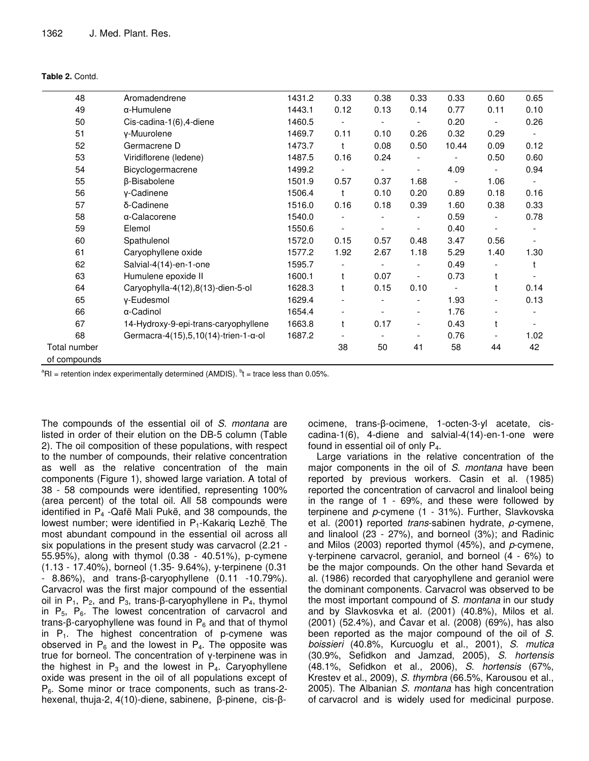**Table 2.** Contd.

| | | | | | | | | |
|---|---|---|---|---|---|---|---|---|
| 48 | Aromadendrene | 1431.2 | 0.33 | 0.38 | 0.33 | 0.33 | 0.60 | 0.65 |
| 49 | α-Humulene | 1443.1 | 0.12 | 0.13 | 0.14 | 0.77 | 0.11 | 0.10 |
| 50 | Cis-cadina-1(6),4-diene | 1460.5 | - | - | - | 0.20 | - | 0.26 |
| 51 | γ-Muurolene | 1469.7 | 0.11 | 0.10 | 0.26 | 0.32 | 0.29 | - |
| 52 | Germacrene D | 1473.7 | t | 0.08 | 0.50 | 10.44 | 0.09 | 0.12 |
| 53 | Viridiflorene (ledene) | 1487.5 | 0.16 | 0.24 | - | - | 0.50 | 0.60 |
| 54 | Bicyclogermacrene | 1499.2 | - | - | - | 4.09 | - | 0.94 |
| 55 | β-Bisabolene | 1501.9 | 0.57 | 0.37 | 1.68 | - | 1.06 | - |
| 56 | γ-Cadinene | 1506.4 | t | 0.10 | 0.20 | 0.89 | 0.18 | 0.16 |
| 57 | δ-Cadinene | 1516.0 | 0.16 | 0.18 | 0.39 | 1.60 | 0.38 | 0.33 |
| 58 | α-Calacorene | 1540.0 | - | - | - | 0.59 | - | 0.78 |
| 59 | Elemol | 1550.6 | - | - | - | 0.40 | - | - |
| 60 | Spathulenol | 1572.0 | 0.15 | 0.57 | 0.48 | 3.47 | 0.56 | - |
| 61 | Caryophyllene oxide | 1577.2 | 1.92 | 2.67 | 1.18 | 5.29 | 1.40 | 1.30 |
| 62 | Salvial-4(14)-en-1-one | 1595.7 | - | - | - | 0.49 | - | t |
| 63 | Humulene epoxide II | 1600.1 | t | 0.07 | - | 0.73 | t | - |
| 64 | Caryophylla-4(12),8(13)-dien-5-ol | 1628.3 | t | 0.15 | 0.10 | - | t | 0.14 |
| 65 | γ-Eudesmol | 1629.4 | - | - | - | 1.93 | - | 0.13 |
| 66 | α-Cadinol | 1654.4 | - | - | - | 1.76 | - | - |
| 67 | 14-Hydroxy-9-epi-trans-caryophyllene | 1663.8 | t | 0.17 | - | 0.43 | t | - |
| 68 | Germacra-4(15),5,10(14)-trien-1-α-ol | 1687.2 | - | - | - | 0.76 | - | 1.02 |
| Total number of compounds | | | 38 | 50 | 41 | 58 | 44 | 42 |

[a]RI = retention index experimentally determined (AMDIS). [b]t = trace less than 0.05%.

The compounds of the essential oil of *S. montana* are listed in order of their elution on the DB-5 column (Table 2). The oil composition of these populations, with respect to the number of compounds, their relative concentration as well as the relative concentration of the main components (Figure 1), showed large variation. A total of 38 - 58 compounds were identified, representing 100% (area percent) of the total oil. All 58 compounds were identified in $P_4$ -Qafë Mali Pukë, and 38 compounds, the lowest number; were identified in $P_1$-Kakariq Lezhë. The most abundant compound in the essential oil across all six populations in the present study was carvacrol (2.21 - 55.95%), along with thymol (0.38 - 40.51%), p-cymene (1.13 - 17.40%), borneol (1.35- 9.64%), γ-terpinene (0.31 - 8.86%), and trans-β-caryophyllene (0.11 -10.79%). Carvacrol was the first major compound of the essential oil in $P_1$, $P_2$, and $P_3$, trans-β-caryophyllene in $P_4$, thymol in $P_5$, $P_6$. The lowest concentration of carvacrol and trans-β-caryophyllene was found in $P_6$ and that of thymol in $P_1$. The highest concentration of p-cymene was observed in $P_6$ and the lowest in $P_4$. The opposite was true for borneol. The concentration of γ-terpinene was in the highest in $P_3$ and the lowest in $P_4$. Caryophyllene oxide was present in the oil of all populations except of $P_6$. Some minor or trace components, such as trans-2-hexenal, thuja-2, 4(10)-diene, sabinene, β-pinene, cis-β-ocimene, trans-β-ocimene, 1-octen-3-yl acetate, cis-cadina-1(6), 4-diene and salvial-4(14)-en-1-one were found in essential oil of only $P_4$.

Large variations in the relative concentration of the major components in the oil of *S. montana* have been reported by previous workers. Casin et al. (1985) reported the concentration of carvacrol and linalool being in the range of 1 - 69%, and these were followed by terpinene and *p*-cymene (1 - 31%). Further, Slavkovska et al. (2001**)** reported *trans*-sabinen hydrate, *ρ*-cymene, and linalool (23 - 27%), and borneol (3%); and Radinic and Milos (2003) reported thymol (45%), and *p*-cymene, γ-terpinene carvacrol, geraniol, and borneol (4 - 6%) to be the major compounds. On the other hand Sevarda et al. (1986) recorded that caryophyllene and geraniol were the dominant components. Carvacrol was observed to be the most important compound of *S. montana* in our study and by Slavkosvka et al. (2001) (40.8%), Milos et al. (2001) (52.4%), and Ćavar et al. (2008) (69%), has also been reported as the major compound of the oil of *S. boissieri* (40.8%, Kurcuoglu et al., 2001), *S. mutica* (30.9%, Sefidkon and Jamzad, 2005), *S. hortensis* (48.1%, Sefidkon et al., 2006), *S. hortensis* (67%, Krestev et al., 2009), *S. thymbra* (66.5%, Karousou et al., 2005). The Albanian *S. montana* has high concentration of carvacrol and is widely used for medicinal purpose.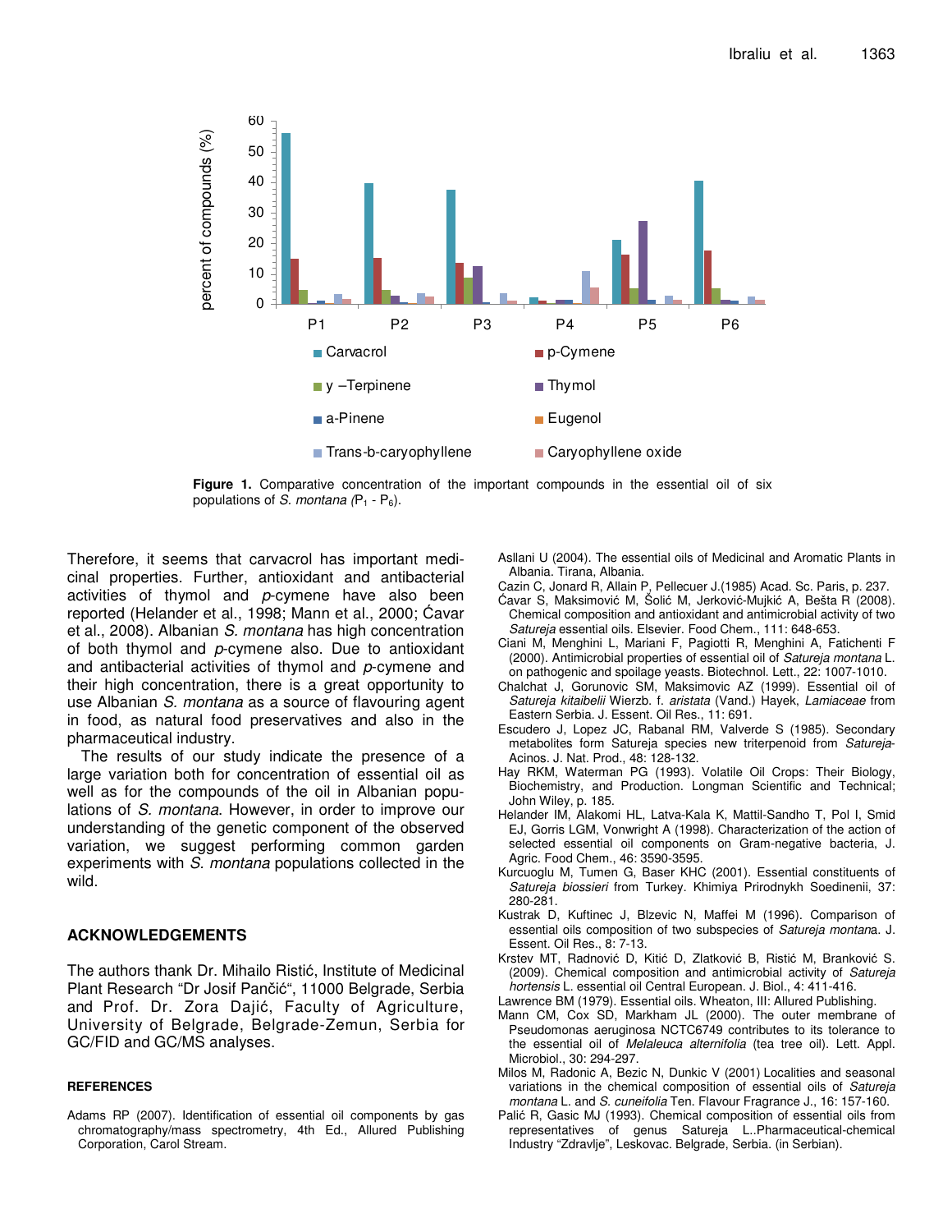**Figure 1.** Comparative concentration of the important compounds in the essential oil of six populations of *S. montana* ($P_1$ - $P_6$).

Therefore, it seems that carvacrol has important medicinal properties. Further, antioxidant and antibacterial activities of thymol and *p*-cymene have also been reported (Helander et al., 1998; Mann et al., 2000; Ćavar et al., 2008). Albanian *S. montana* has high concentration of both thymol and *p*-cymene also. Due to antioxidant and antibacterial activities of thymol and *p*-cymene and their high concentration, there is a great opportunity to use Albanian *S. montana* as a source of flavouring agent in food, as natural food preservatives and also in the pharmaceutical industry.

The results of our study indicate the presence of a large variation both for concentration of essential oil as well as for the compounds of the oil in Albanian populations of *S. montana*. However, in order to improve our understanding of the genetic component of the observed variation, we suggest performing common garden experiments with *S. montana* populations collected in the wild.

## ACKNOWLEDGEMENTS

The authors thank Dr. Mihailo Ristić, Institute of Medicinal Plant Research "Dr Josif Pančić", 11000 Belgrade, Serbia and Prof. Dr. Zora Dajić, Faculty of Agriculture, University of Belgrade, Belgrade-Zemun, Serbia for GC/FID and GC/MS analyses.

## REFERENCES

Adams RP (2007). Identification of essential oil components by gas chromatography/mass spectrometry, 4th Ed., Allured Publishing Corporation, Carol Stream.

Asllani U (2004). The essential oils of Medicinal and Aromatic Plants in Albania. Tirana, Albania.

Cazin C, Jonard R, Allain P, Pellecuer J.(1985) Acad. Sc. Paris, p. 237.

Ćavar S, Maksimović M, Šolić M, Jerković-Mujkić A, Bešta R (2008). Chemical composition and antioxidant and antimicrobial activity of two *Satureja* essential oils. Elsevier. Food Chem., 111: 648-653.

Ciani M, Menghini L, Mariani F, Pagiotti R, Menghini A, Fatichenti F (2000). Antimicrobial properties of essential oil of *Satureja montana* L. on pathogenic and spoilage yeasts. Biotechnol. Lett., 22: 1007-1010.

Chalchat J, Gorunovic SM, Maksimovic AZ (1999). Essential oil of *Satureja kitaibelii* Wierzb. f. *aristata* (Vand.) Hayek, *Lamiaceae* from Eastern Serbia. J. Essent. Oil Res., 11: 691.

Escudero J, Lopez JC, Rabanal RM, Valverde S (1985). Secondary metabolites form Satureja species new triterpenoid from *Satureja*-Acinos. J. Nat. Prod., 48: 128-132.

Hay RKM, Waterman PG (1993). Volatile Oil Crops: Their Biology, Biochemistry, and Production. Longman Scientific and Technical; John Wiley, p. 185.

Helander IM, Alakomi HL, Latva-Kala K, Mattil-Sandho T, Pol I, Smid EJ, Gorris LGM, Vonwright A (1998). Characterization of the action of selected essential oil components on Gram-negative bacteria, J. Agric. Food Chem., 46: 3590-3595.

Kurcuoglu M, Tumen G, Baser KHC (2001). Essential constituents of *Satureja biossieri* from Turkey. Khimiya Prirodnykh Soedinenii, 37: 280-281.

Kustrak D, Kuftinec J, Blzevic N, Maffei M (1996). Comparison of essential oils composition of two subspecies of *Satureja montan*a. J. Essent. Oil Res., 8: 7-13.

Krstev MT, Radnović D, Kitić D, Zlatković B, Ristić M, Branković S. (2009). Chemical composition and antimicrobial activity of *Satureja hortensis* L. essential oil Central European. J. Biol., 4: 411-416.

Lawrence BM (1979). Essential oils. Wheaton, III: Allured Publishing.

Mann CM, Cox SD, Markham JL (2000). The outer membrane of Pseudomonas aeruginosa NCTC6749 contributes to its tolerance to the essential oil of *Melaleuca alternifolia* (tea tree oil). Lett. Appl. Microbiol., 30: 294-297.

Milos M, Radonic A, Bezic N, Dunkic V (2001) Localities and seasonal variations in the chemical composition of essential oils of *Satureja montana* L. and *S. cuneifolia* Ten. Flavour Fragrance J., 16: 157-160.

Palić R, Gasic MJ (1993). Chemical composition of essential oils from representatives of genus Satureja L..Pharmaceutical-chemical Industry "Zdravlje", Leskovac. Belgrade, Serbia. (in Serbian).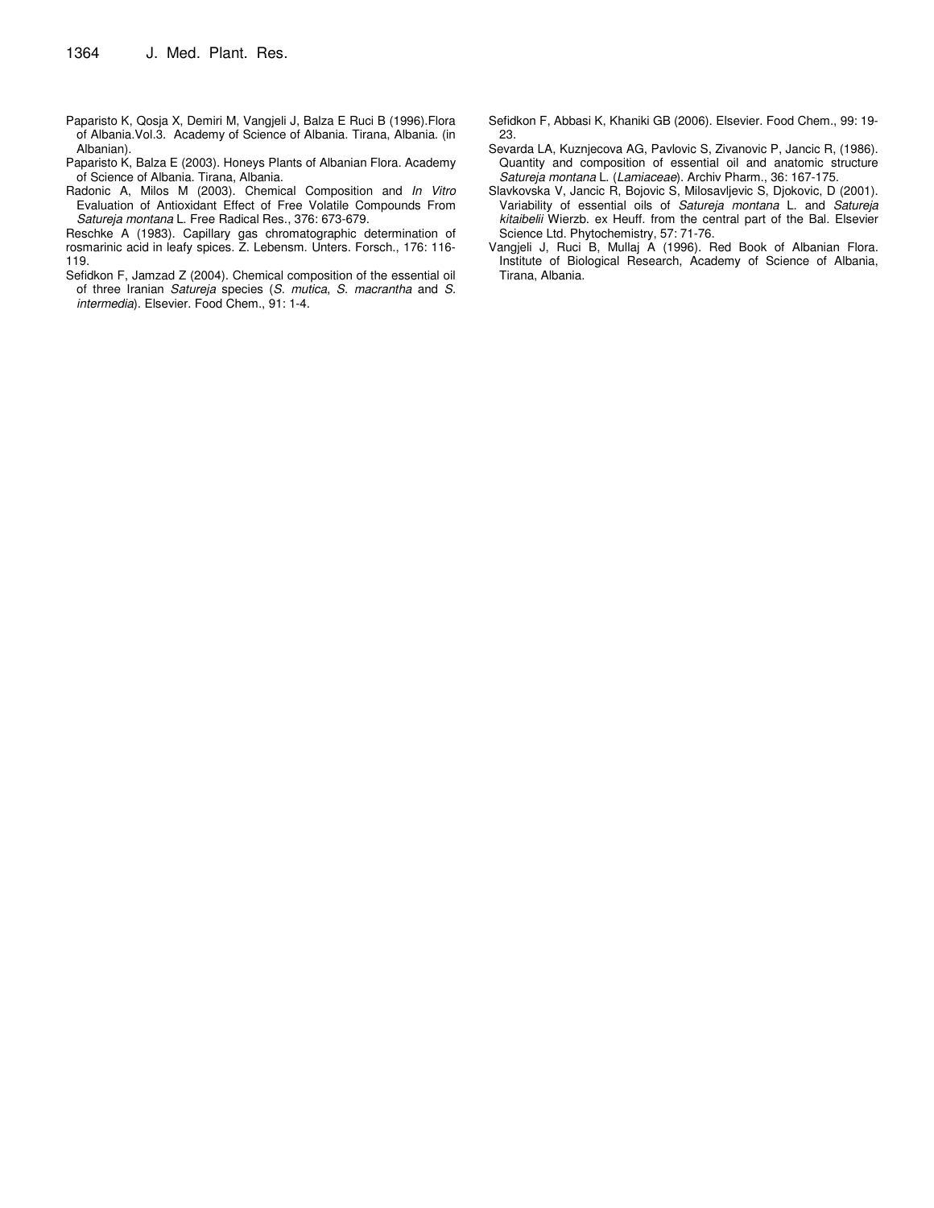Paparisto K, Qosja X, Demiri M, Vangjeli J, Balza E Ruci B (1996).Flora of Albania.Vol.3. Academy of Science of Albania. Tirana, Albania. (in Albanian).

Paparisto K, Balza E (2003). Honeys Plants of Albanian Flora. Academy of Science of Albania. Tirana, Albania.

Radonic A, Milos M (2003). Chemical Composition and *In Vitro* Evaluation of Antioxidant Effect of Free Volatile Compounds From *Satureja montana* L. Free Radical Res., 376: 673-679.

Reschke A (1983). Capillary gas chromatographic determination of rosmarinic acid in leafy spices. Z. Lebensm. Unters. Forsch., 176: 116-119.

Sefidkon F, Jamzad Z (2004). Chemical composition of the essential oil of three Iranian *Satureja* species (*S. mutica*, *S. macrantha* and *S. intermedia*). Elsevier. Food Chem., 91: 1-4.

Sefidkon F, Abbasi K, Khaniki GB (2006). Elsevier. Food Chem., 99: 19-23.

Sevarda LA, Kuznjecova AG, Pavlovic S, Zivanovic P, Jancic R, (1986). Quantity and composition of essential oil and anatomic structure *Satureja montana* L. (*Lamiaceae*). Archiv Pharm., 36: 167-175.

Slavkovska V, Jancic R, Bojovic S, Milosavljevic S, Djokovic, D (2001). Variability of essential oils of *Satureja montana* L. and *Satureja kitaibelii* Wierzb. ex Heuff. from the central part of the Bal. Elsevier Science Ltd. Phytochemistry, 57: 71-76.

Vangjeli J, Ruci B, Mullaj A (1996). Red Book of Albanian Flora. Institute of Biological Research, Academy of Science of Albania, Tirana, Albania.